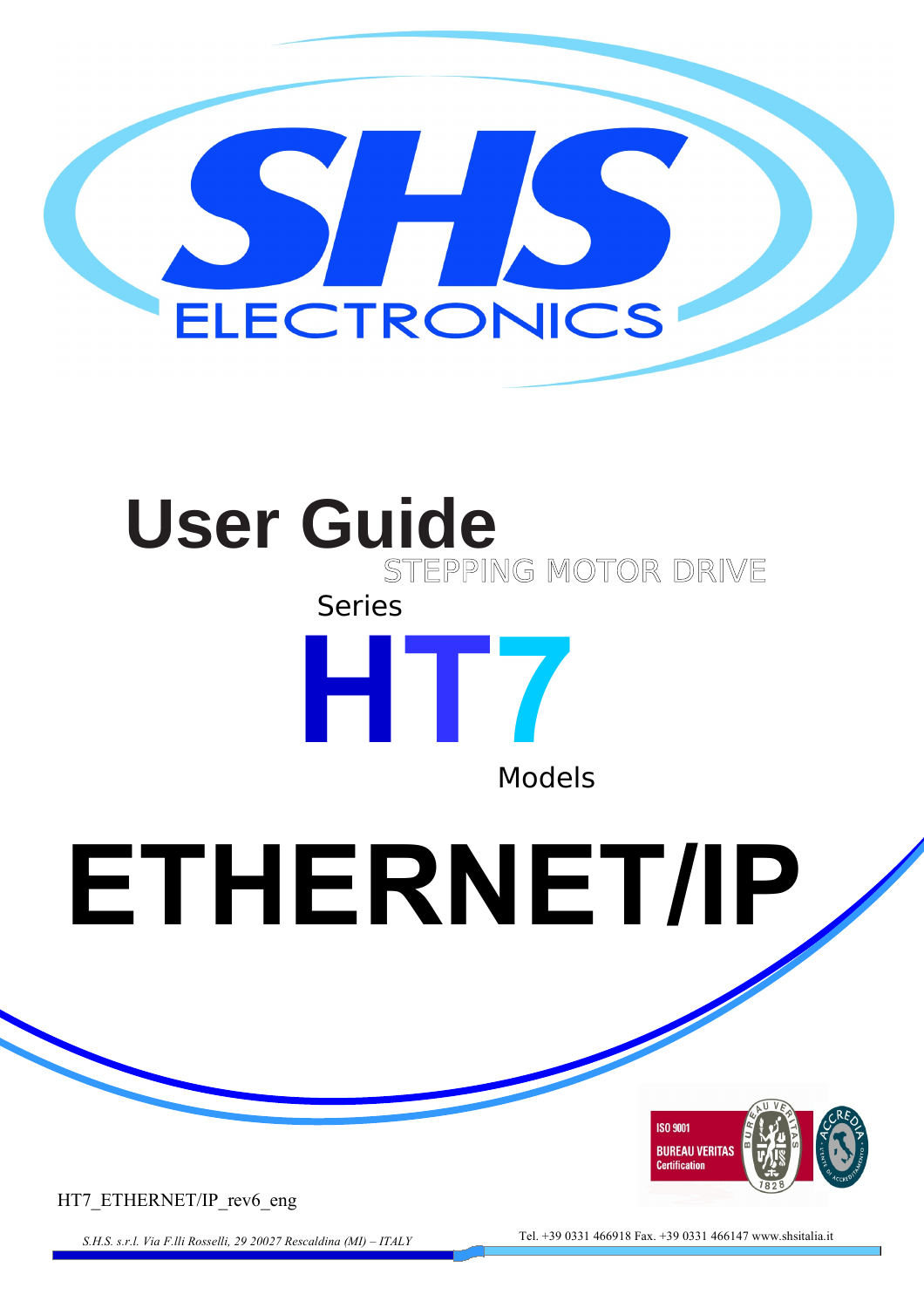SHS ELECTRONICS

# User Guide

STEPPING MOTOR DRIVE

Series

# HT7

Models

# ETHERNET/IP

ISO 9001 BUREAU VERITAS Certification

HT7_ETHERNET/IP_rev6_eng

*S.H.S. s.r.l. Via F.lli Rosselli, 29 20027 Rescaldina (MI) – ITALY*

Tel. +39 0331 466918 Fax. +39 0331 466147 www.shsitalia.it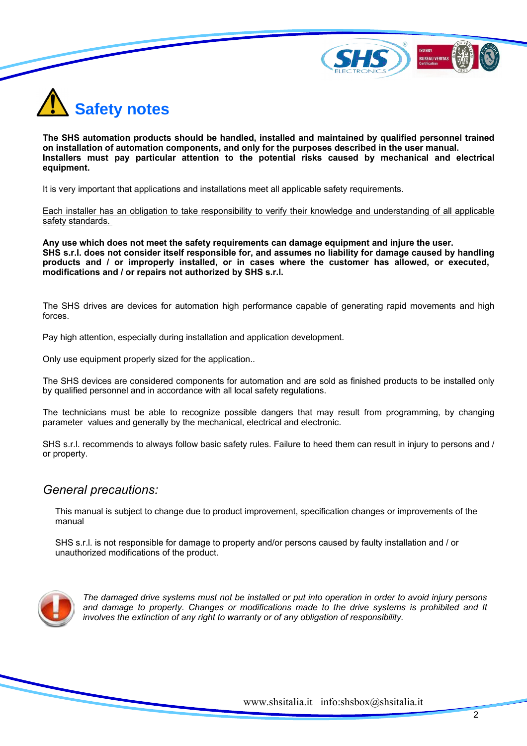# Safety notes

**The SHS automation products should be handled, installed and maintained by qualified personnel trained on installation of automation components, and only for the purposes described in the user manual. Installers must pay particular attention to the potential risks caused by mechanical and electrical equipment.**

It is very important that applications and installations meet all applicable safety requirements.

<u>Each installer has an obligation to take responsibility to verify their knowledge and understanding of all applicable safety standards.</u>

**Any use which does not meet the safety requirements can damage equipment and injure the user. SHS s.r.l. does not consider itself responsible for, and assumes no liability for damage caused by handling products and / or improperly installed, or in cases where the customer has allowed, or executed, modifications and / or repairs not authorized by SHS s.r.l.**

The SHS drives are devices for automation high performance capable of generating rapid movements and high forces.

Pay high attention, especially during installation and application development.

Only use equipment properly sized for the application..

The SHS devices are considered components for automation and are sold as finished products to be installed only by qualified personnel and in accordance with all local safety regulations.

The technicians must be able to recognize possible dangers that may result from programming, by changing parameter values and generally by the mechanical, electrical and electronic.

SHS s.r.l. recommends to always follow basic safety rules. Failure to heed them can result in injury to persons and / or property.

## *General precautions:*

This manual is subject to change due to product improvement, specification changes or improvements of the manual

SHS s.r.l. is not responsible for damage to property and/or persons caused by faulty installation and / or unauthorized modifications of the product.

*The damaged drive systems must not be installed or put into operation in order to avoid injury persons and damage to property. Changes or modifications made to the drive systems is prohibited and It involves the extinction of any right to warranty or of any obligation of responsibility.*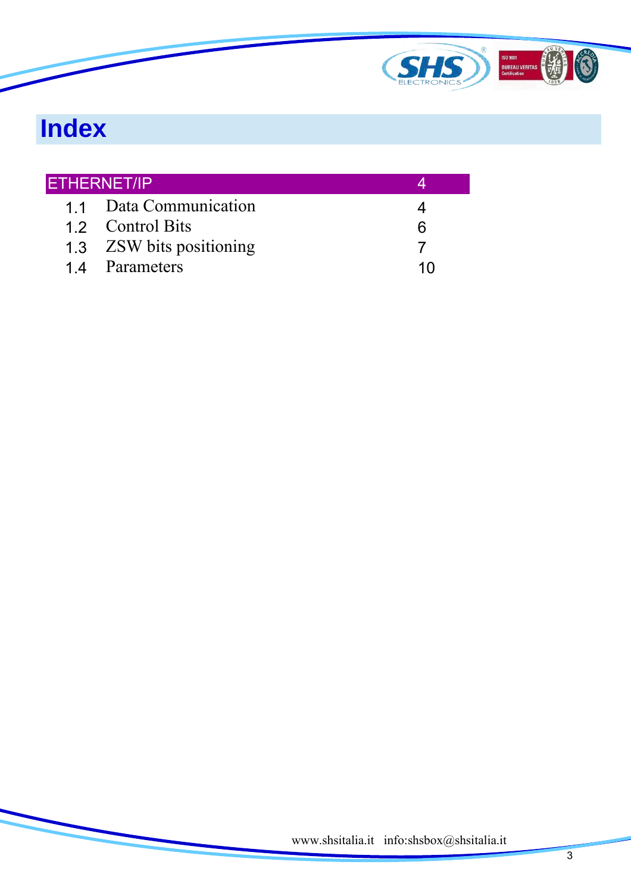# Index

| ETHERNET/IP | | 4 |
|---|---|---|
| 1.1 | Data Communication | 4 |
| 1.2 | Control Bits | 6 |
| 1.3 | ZSW bits positioning | 7 |
| 1.4 | Parameters | 10 |

www.shsitalia.it info:shsbox@shsitalia.it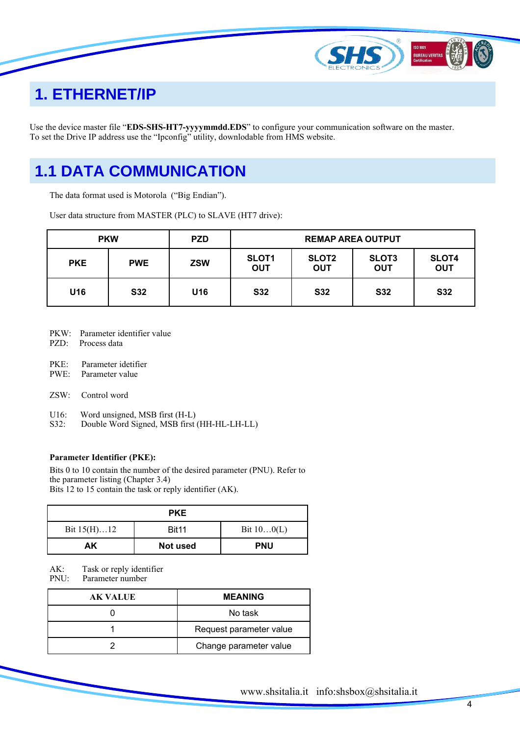# 1. ETHERNET/IP

Use the device master file "**EDS-SHS-HT7-yyyymmdd.EDS**" to configure your communication software on the master.
To set the Drive IP address use the "Ipconfig" utility, downloadable from HMS website.

# 1.1 DATA COMMUNICATION

The data format used is Motorola ("Big Endian").

User data structure from MASTER (PLC) to SLAVE (HT7 drive):

| PKW | | PZD | REMAP AREA OUTPUT | | | |
|---|---|---|---|---|---|---|
| PKE | PWE | ZSW | SLOT1 OUT | SLOT2 OUT | SLOT3 OUT | SLOT4 OUT |
| U16 | S32 | U16 | S32 | S32 | S32 | S32 |

PKW: Parameter identifier value
PZD: Process data

PKE: Parameter idetifier
PWE: Parameter value

ZSW: Control word

U16: Word unsigned, MSB first (H-L)
S32: Double Word Signed, MSB first (HH-HL-LH-LL)

**Parameter Identifier (PKE):**

Bits 0 to 10 contain the number of the desired parameter (PNU). Refer to the parameter listing (Chapter 3.4)
Bits 12 to 15 contain the task or reply identifier (AK).

| PKE | | |
|---|---|---|
| Bit 15(H)…12 | Bit11 | Bit 10…0(L) |
| **AK** | **Not used** | **PNU** |

AK: Task or reply identifier
PNU: Parameter number

| AK VALUE | MEANING |
|---|---|
| 0 | No task |
| 1 | Request parameter value |
| 2 | Change parameter value |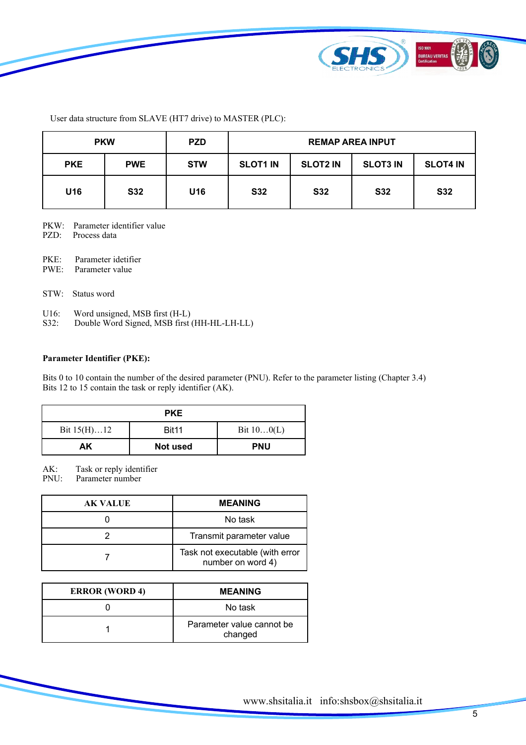User data structure from SLAVE (HT7 drive) to MASTER (PLC):

| PKW | | PZD | REMAP AREA INPUT | | | |
|---|---|---|---|---|---|---|
| **PKE** | **PWE** | **STW** | **SLOT1 IN** | **SLOT2 IN** | **SLOT3 IN** | **SLOT4 IN** |
| **U16** | **S32** | **U16** | **S32** | **S32** | **S32** | **S32** |

PKW: Parameter identifier value
PZD: Process data

PKE: Parameter idetifier
PWE: Parameter value

STW: Status word

U16: Word unsigned, MSB first (H-L)
S32: Double Word Signed, MSB first (HH-HL-LH-LL)

**Parameter Identifier (PKE):**

Bits 0 to 10 contain the number of the desired parameter (PNU). Refer to the parameter listing (Chapter 3.4)
Bits 12 to 15 contain the task or reply identifier (AK).

| PKE | | |
|---|---|---|
| Bit 15(H)…12 | Bit11 | Bit 10…0(L) |
| **AK** | **Not used** | **PNU** |

AK: Task or reply identifier
PNU: Parameter number

| AK VALUE | MEANING |
|---|---|
| 0 | No task |
| 2 | Transmit parameter value |
| 7 | Task not executable (with error number on word 4) |

| ERROR (WORD 4) | MEANING |
|---|---|
| 0 | No task |
| 1 | Parameter value cannot be changed |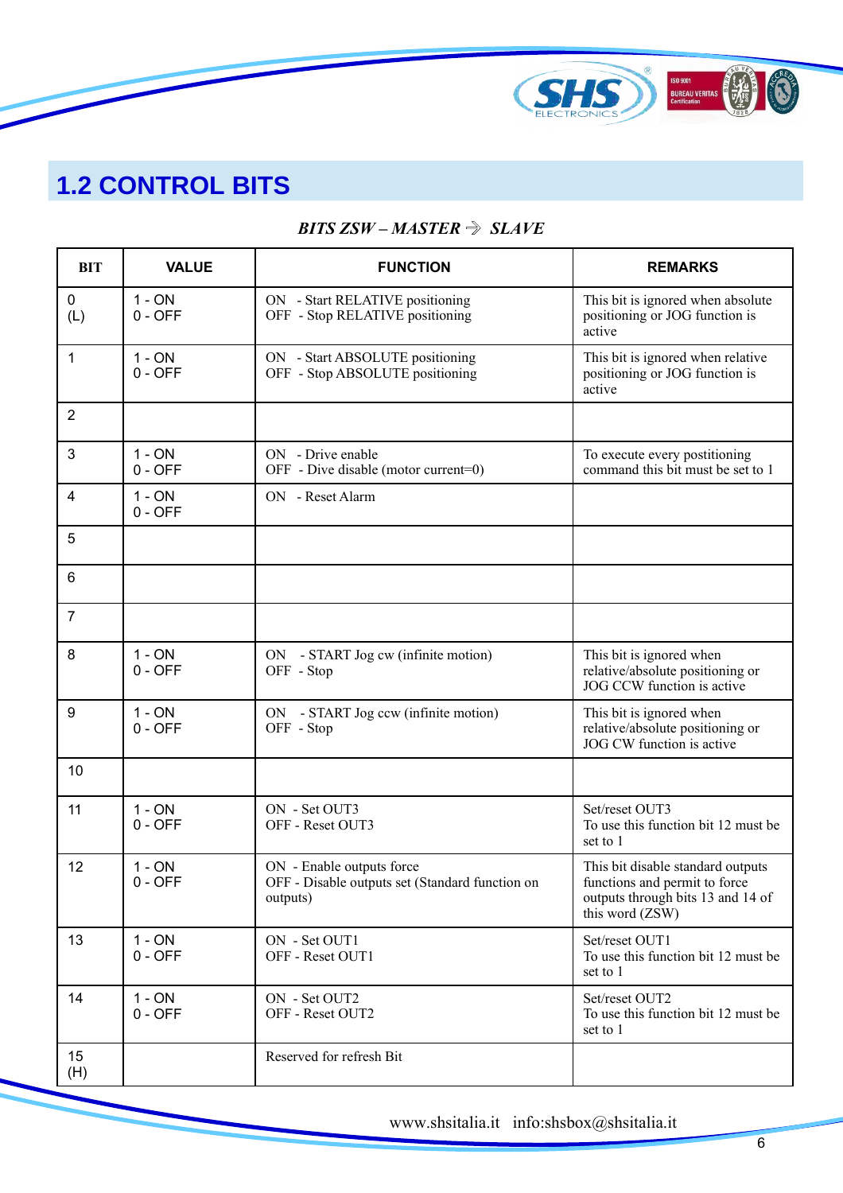## 1.2 CONTROL BITS

***BITS ZSW – MASTER ⇒ SLAVE***

| BIT | VALUE | FUNCTION | REMARKS |
|---|---|---|---|
| 0 (L) | 1 - ON<br>0 - OFF | ON - Start RELATIVE positioning<br>OFF - Stop RELATIVE positioning | This bit is ignored when absolute positioning or JOG function is active |
| 1 | 1 - ON<br>0 - OFF | ON - Start ABSOLUTE positioning<br>OFF - Stop ABSOLUTE positioning | This bit is ignored when relative positioning or JOG function is active |
| 2 | | | |
| 3 | 1 - ON<br>0 - OFF | ON - Drive enable<br>OFF - Dive disable (motor current=0) | To execute every postitioning command this bit must be set to 1 |
| 4 | 1 - ON<br>0 - OFF | ON - Reset Alarm | |
| 5 | | | |
| 6 | | | |
| 7 | | | |
| 8 | 1 - ON<br>0 - OFF | ON - START Jog cw (infinite motion)<br>OFF - Stop | This bit is ignored when relative/absolute positioning or JOG CCW function is active |
| 9 | 1 - ON<br>0 - OFF | ON - START Jog ccw (infinite motion)<br>OFF - Stop | This bit is ignored when relative/absolute positioning or JOG CW function is active |
| 10 | | | |
| 11 | 1 - ON<br>0 - OFF | ON - Set OUT3<br>OFF - Reset OUT3 | Set/reset OUT3<br>To use this function bit 12 must be set to 1 |
| 12 | 1 - ON<br>0 - OFF | ON - Enable outputs force<br>OFF - Disable outputs set (Standard function on outputs) | This bit disable standard outputs functions and permit to force outputs through bits 13 and 14 of this word (ZSW) |
| 13 | 1 - ON<br>0 - OFF | ON - Set OUT1<br>OFF - Reset OUT1 | Set/reset OUT1<br>To use this function bit 12 must be set to 1 |
| 14 | 1 - ON<br>0 - OFF | ON - Set OUT2<br>OFF - Reset OUT2 | Set/reset OUT2<br>To use this function bit 12 must be set to 1 |
| 15 (H) | | Reserved for refresh Bit | |

www.shsitalia.it info:shsbox@shsitalia.it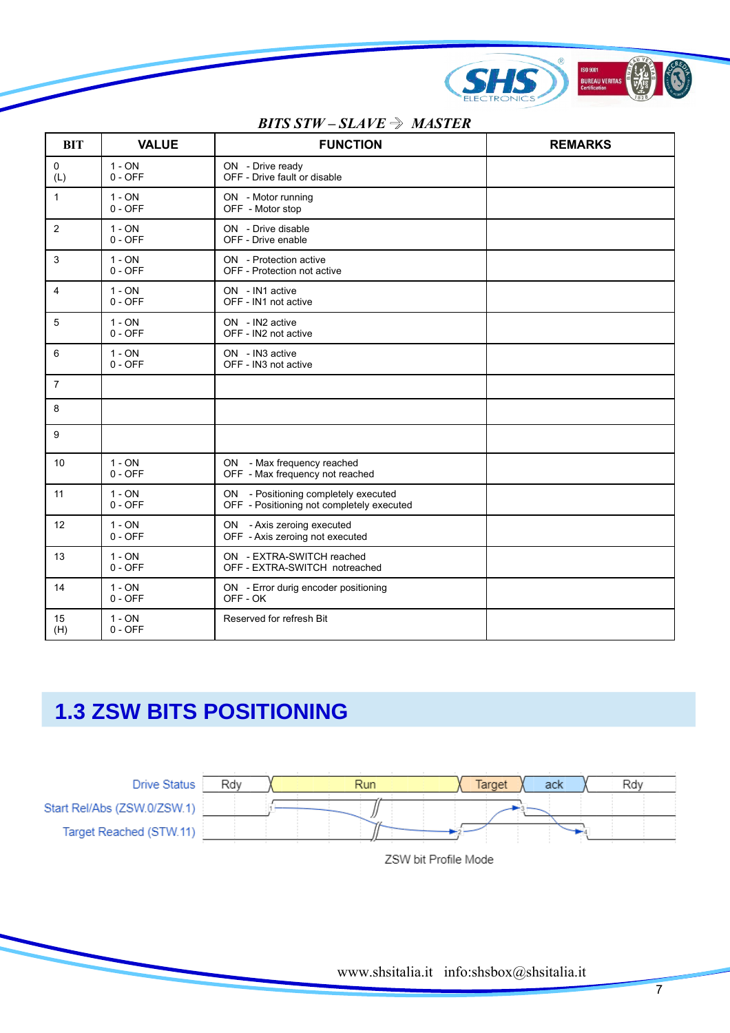***BITS STW – SLAVE → MASTER***

| BIT | VALUE | FUNCTION | REMARKS |
|---|---|---|---|
| 0<br>(L) | 1 - ON<br>0 - OFF | ON - Drive ready<br>OFF - Drive fault or disable | |
| 1 | 1 - ON<br>0 - OFF | ON - Motor running<br>OFF - Motor stop | |
| 2 | 1 - ON<br>0 - OFF | ON - Drive disable<br>OFF - Drive enable | |
| 3 | 1 - ON<br>0 - OFF | ON - Protection active<br>OFF - Protection not active | |
| 4 | 1 - ON<br>0 - OFF | ON - IN1 active<br>OFF - IN1 not active | |
| 5 | 1 - ON<br>0 - OFF | ON - IN2 active<br>OFF - IN2 not active | |
| 6 | 1 - ON<br>0 - OFF | ON - IN3 active<br>OFF - IN3 not active | |
| 7 | | | |
| 8 | | | |
| 9 | | | |
| 10 | 1 - ON<br>0 - OFF | ON - Max frequency reached<br>OFF - Max frequency not reached | |
| 11 | 1 - ON<br>0 - OFF | ON - Positioning completely executed<br>OFF - Positioning not completely executed | |
| 12 | 1 - ON<br>0 - OFF | ON - Axis zeroing executed<br>OFF - Axis zeroing not executed | |
| 13 | 1 - ON<br>0 - OFF | ON - EXTRA-SWITCH reached<br>OFF - EXTRA-SWITCH notreached | |
| 14 | 1 - ON<br>0 - OFF | ON - Error durig encoder positioning<br>OFF - OK | |
| 15<br>(H) | 1 - ON<br>0 - OFF | Reserved for refresh Bit | |

## 1.3 ZSW BITS POSITIONING

Drive Status: Rdy | Run | Target | ack | Rdy

Start Rel/Abs (ZSW.0/ZSW.1)

Target Reached (STW.11)

ZSW bit Profile Mode

www.shsitalia.it info:shsbox@shsitalia.it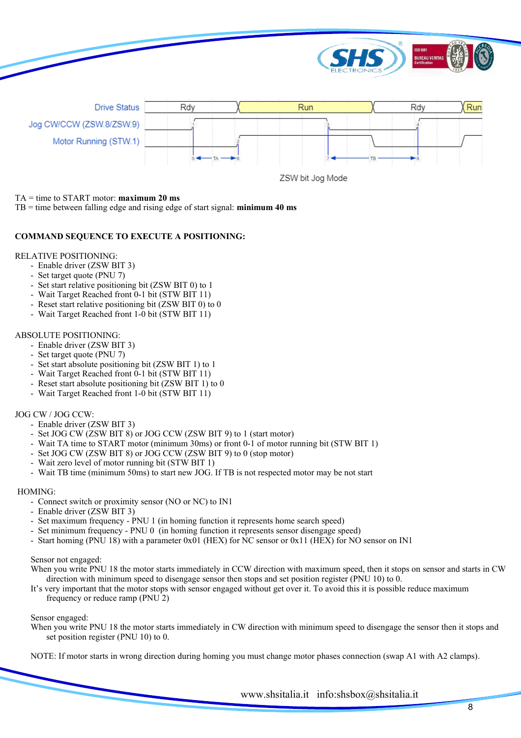Drive Status | Rdy | Run | Rdy | Run

Jog CW/CCW (ZSW.8/ZSW.9)

Motor Running (STW.1)

TA

TB

ZSW bit Jog Mode

TA = time to START motor: **maximum 20 ms**
TB = time between falling edge and rising edge of start signal: **minimum 40 ms**

**COMMAND SEQUENCE TO EXECUTE A POSITIONING:**

RELATIVE POSITIONING:

- Enable driver (ZSW BIT 3)
- Set target quote (PNU 7)
- Set start relative positioning bit (ZSW BIT 0) to 1
- Wait Target Reached front 0-1 bit (STW BIT 11)
- Reset start relative positioning bit (ZSW BIT 0) to 0
- Wait Target Reached front 1-0 bit (STW BIT 11)

ABSOLUTE POSITIONING:

- Enable driver (ZSW BIT 3)
- Set target quote (PNU 7)
- Set start absolute positioning bit (ZSW BIT 1) to 1
- Wait Target Reached front 0-1 bit (STW BIT 11)
- Reset start absolute positioning bit (ZSW BIT 1) to 0
- Wait Target Reached front 1-0 bit (STW BIT 11)

JOG CW / JOG CCW:

- Enable driver (ZSW BIT 3)
- Set JOG CW (ZSW BIT 8) or JOG CCW (ZSW BIT 9) to 1 (start motor)
- Wait TA time to START motor (minimum 30ms) or front 0-1 of motor running bit (STW BIT 1)
- Set JOG CW (ZSW BIT 8) or JOG CCW (ZSW BIT 9) to 0 (stop motor)
- Wait zero level of motor running bit (STW BIT 1)
- Wait TB time (minimum 50ms) to start new JOG. If TB is not respected motor may be not start

HOMING:

- Connect switch or proximity sensor (NO or NC) to IN1
- Enable driver (ZSW BIT 3)
- Set maximum frequency - PNU 1 (in homing function it represents home search speed)
- Set minimum frequency - PNU 0 (in homing function it represents sensor disengage speed)
- Start homing (PNU 18) with a parameter 0x01 (HEX) for NC sensor or 0x11 (HEX) for NO sensor on IN1

Sensor not engaged:
When you write PNU 18 the motor starts immediately in CCW direction with maximum speed, then it stops on sensor and starts in CW direction with minimum speed to disengage sensor then stops and set position register (PNU 10) to 0.
It's very important that the motor stops with sensor engaged without get over it. To avoid this it is possible reduce maximum frequency or reduce ramp (PNU 2)

Sensor engaged:
When you write PNU 18 the motor starts immediately in CW direction with minimum speed to disengage the sensor then it stops and set position register (PNU 10) to 0.

NOTE: If motor starts in wrong direction during homing you must change motor phases connection (swap A1 with A2 clamps).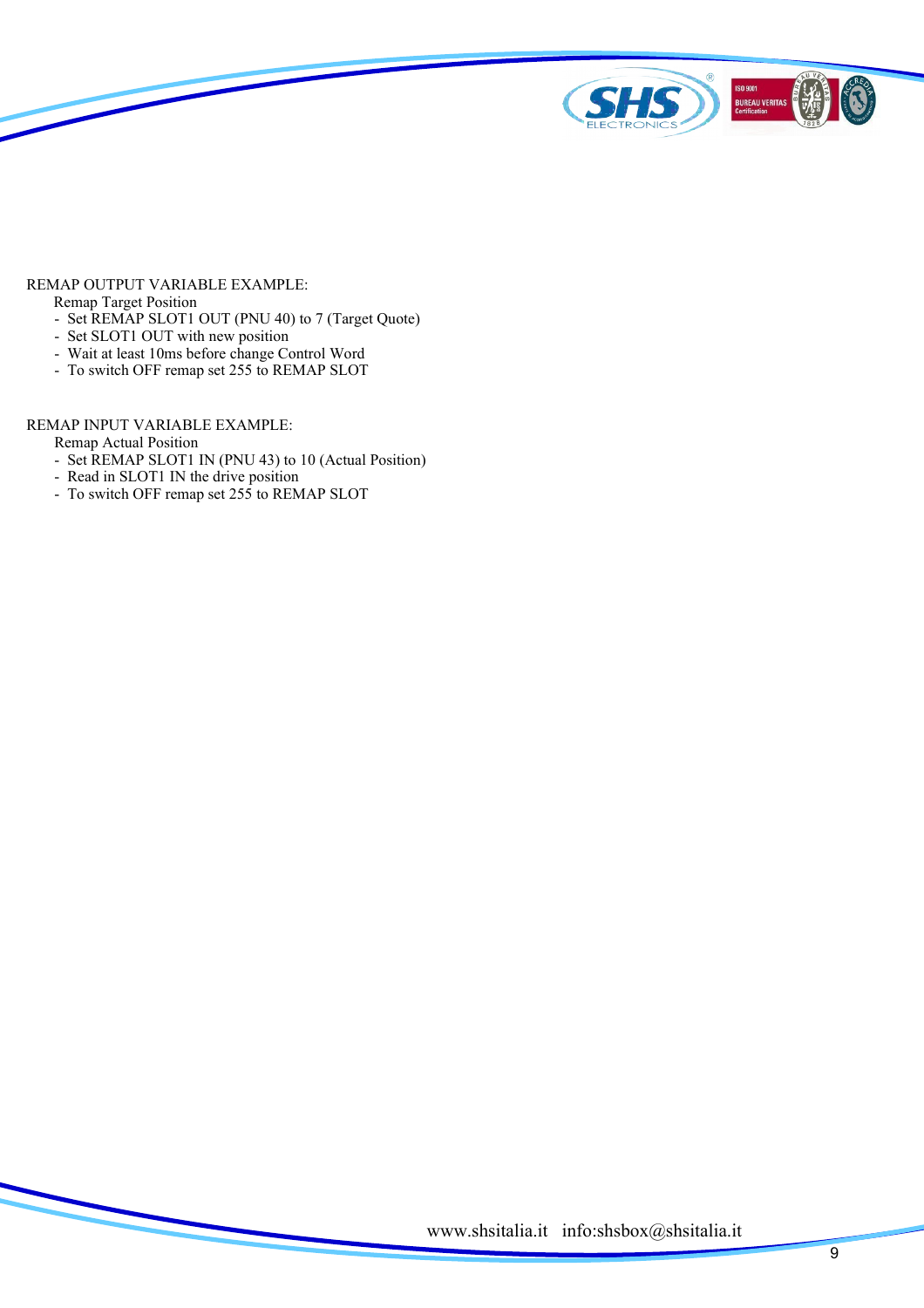REMAP OUTPUT VARIABLE EXAMPLE:

Remap Target Position

- Set REMAP SLOT1 OUT (PNU 40) to 7 (Target Quote)
- Set SLOT1 OUT with new position
- Wait at least 10ms before change Control Word
- To switch OFF remap set 255 to REMAP SLOT

REMAP INPUT VARIABLE EXAMPLE:

Remap Actual Position

- Set REMAP SLOT1 IN (PNU 43) to 10 (Actual Position)
- Read in SLOT1 IN the drive position
- To switch OFF remap set 255 to REMAP SLOT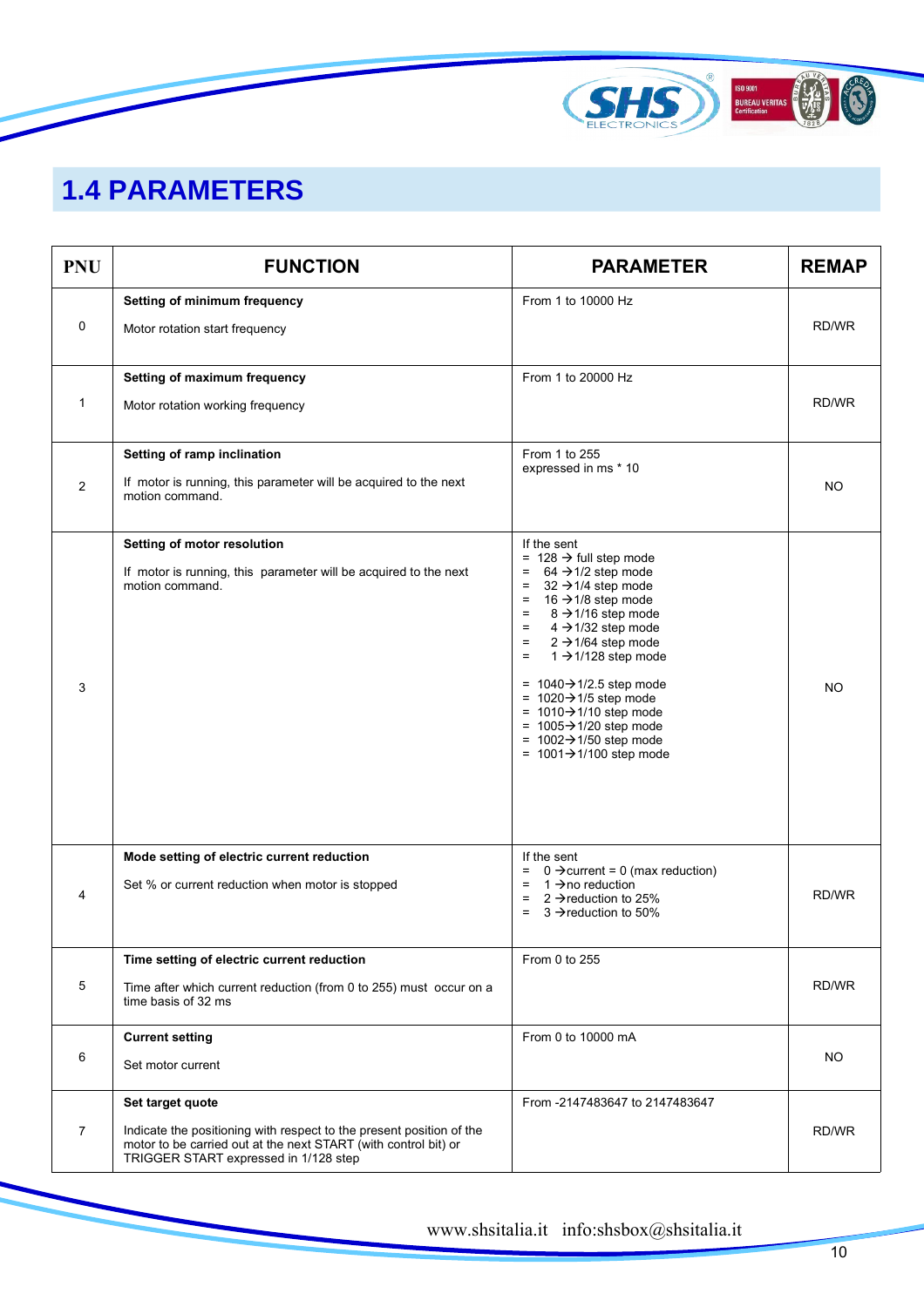## 1.4 PARAMETERS

| PNU | FUNCTION | PARAMETER | REMAP |
|---|---|---|---|
| 0 | **Setting of minimum frequency**<br><br>Motor rotation start frequency | From 1 to 10000 Hz | RD/WR |
| 1 | **Setting of maximum frequency**<br><br>Motor rotation working frequency | From 1 to 20000 Hz | RD/WR |
| 2 | **Setting of ramp inclination**<br><br>If motor is running, this parameter will be acquired to the next motion command. | From 1 to 255<br>expressed in ms * 10 | NO |
| 3 | **Setting of motor resolution**<br><br>If motor is running, this parameter will be acquired to the next motion command. | If the sent<br>= 128 → full step mode<br>= 64 →1/2 step mode<br>= 32 →1/4 step mode<br>= 16 →1/8 step mode<br>= 8 →1/16 step mode<br>= 4 →1/32 step mode<br>= 2 →1/64 step mode<br>= 1 →1/128 step mode<br><br>= 1040→1/2.5 step mode<br>= 1020→1/5 step mode<br>= 1010→1/10 step mode<br>= 1005→1/20 step mode<br>= 1002→1/50 step mode<br>= 1001→1/100 step mode | NO |
| 4 | **Mode setting of electric current reduction**<br><br>Set % or current reduction when motor is stopped | If the sent<br>= 0 →current = 0 (max reduction)<br>= 1 →no reduction<br>= 2 →reduction to 25%<br>= 3 →reduction to 50% | RD/WR |
| 5 | **Time setting of electric current reduction**<br><br>Time after which current reduction (from 0 to 255) must occur on a time basis of 32 ms | From 0 to 255 | RD/WR |
| 6 | **Current setting**<br><br>Set motor current | From 0 to 10000 mA | NO |
| 7 | **Set target quote**<br><br>Indicate the positioning with respect to the present position of the motor to be carried out at the next START (with control bit) or TRIGGER START expressed in 1/128 step | From -2147483647 to 2147483647 | RD/WR |

www.shsitalia.it info:shsbox@shsitalia.it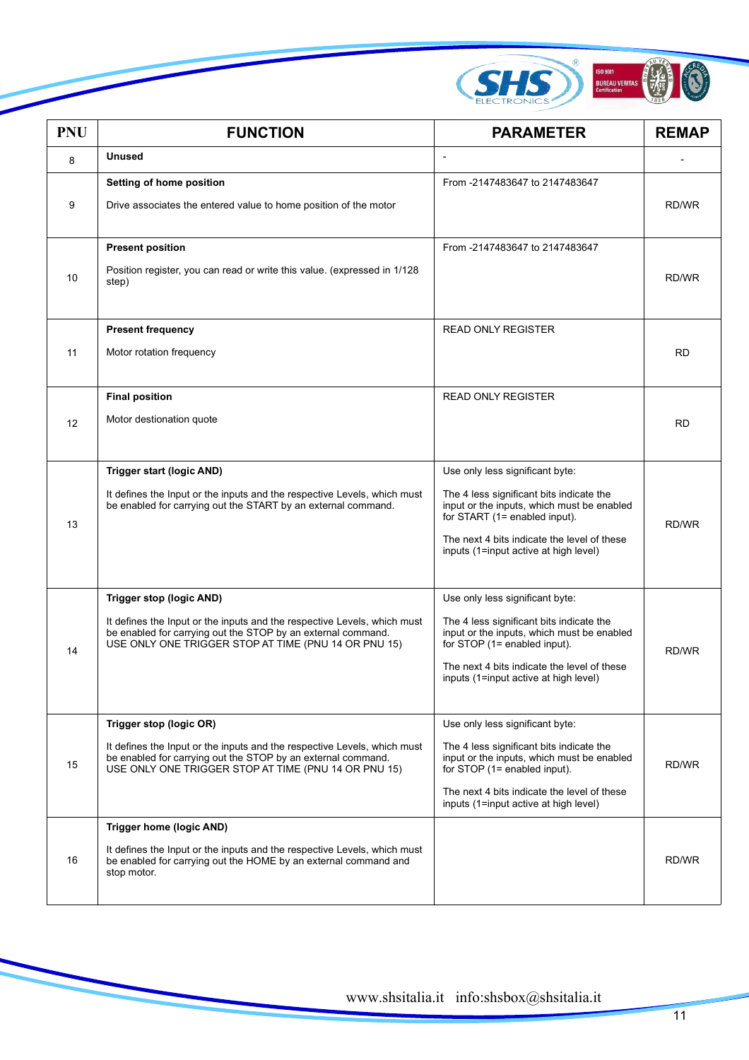| PNU | FUNCTION | PARAMETER | REMAP |
|---|---|---|---|
| 8 | **Unused** | - | - |
| 9 | **Setting of home position**<br><br>Drive associates the entered value to home position of the motor | From -2147483647 to 2147483647 | RD/WR |
| 10 | **Present position**<br><br>Position register, you can read or write this value. (expressed in 1/128 step) | From -2147483647 to 2147483647 | RD/WR |
| 11 | **Present frequency**<br><br>Motor rotation frequency | READ ONLY REGISTER | RD |
| 12 | **Final position**<br><br>Motor destionation quote | READ ONLY REGISTER | RD |
| 13 | **Trigger start (logic AND)**<br><br>It defines the Input or the inputs and the respective Levels, which must be enabled for carrying out the START by an external command. | Use only less significant byte:<br><br>The 4 less significant bits indicate the input or the inputs, which must be enabled for START (1= enabled input).<br><br>The next 4 bits indicate the level of these inputs (1=input active at high level) | RD/WR |
| 14 | **Trigger stop (logic AND)**<br><br>It defines the Input or the inputs and the respective Levels, which must be enabled for carrying out the STOP by an external command.<br>USE ONLY ONE TRIGGER STOP AT TIME (PNU 14 OR PNU 15) | Use only less significant byte:<br><br>The 4 less significant bits indicate the input or the inputs, which must be enabled for STOP (1= enabled input).<br><br>The next 4 bits indicate the level of these inputs (1=input active at high level) | RD/WR |
| 15 | **Trigger stop (logic OR)**<br><br>It defines the Input or the inputs and the respective Levels, which must be enabled for carrying out the STOP by an external command.<br>USE ONLY ONE TRIGGER STOP AT TIME (PNU 14 OR PNU 15) | Use only less significant byte:<br><br>The 4 less significant bits indicate the input or the inputs, which must be enabled for STOP (1= enabled input).<br><br>The next 4 bits indicate the level of these inputs (1=input active at high level) | RD/WR |
| 16 | **Trigger home (logic AND)**<br><br>It defines the Input or the inputs and the respective Levels, which must be enabled for carrying out the HOME by an external command and stop motor. | | RD/WR |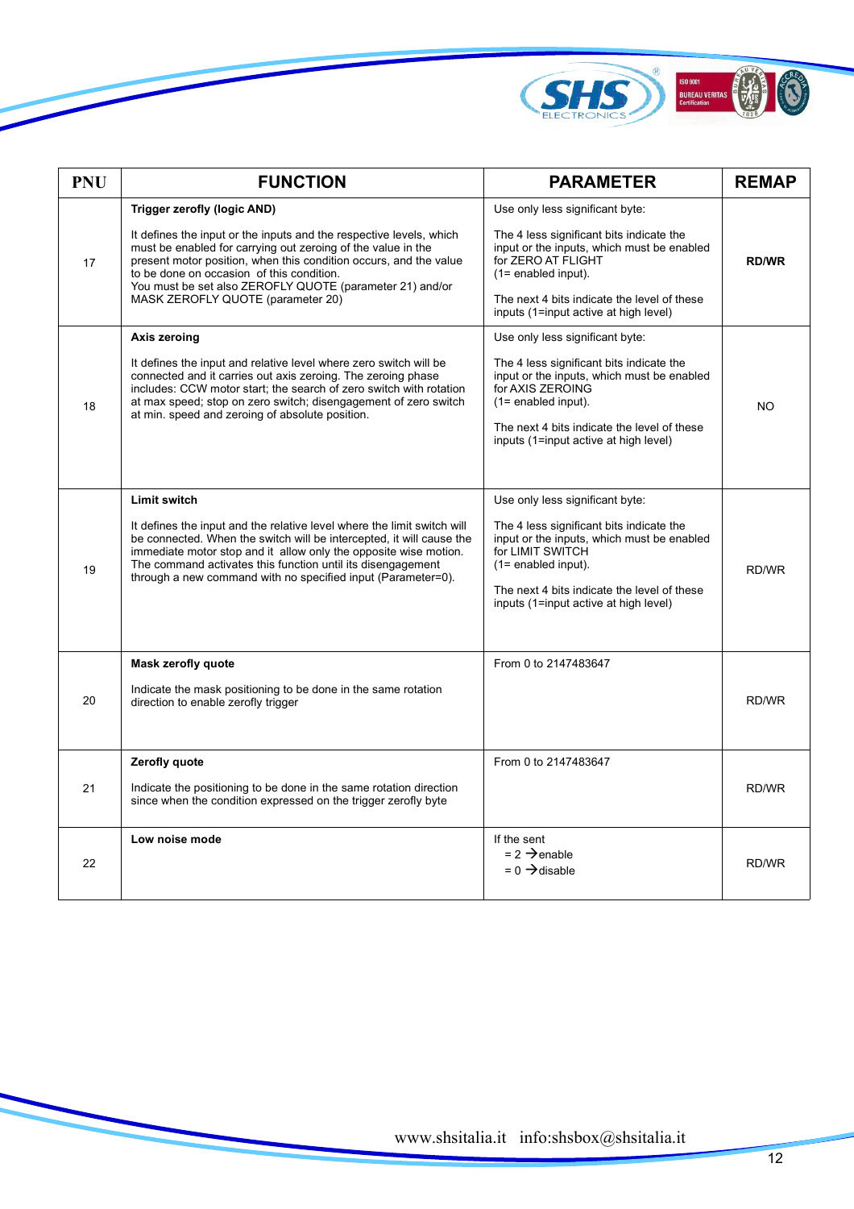| PNU | FUNCTION | PARAMETER | REMAP |
|---|---|---|---|
| 17 | **Trigger zerofly (logic AND)**<br><br>It defines the input or the inputs and the respective levels, which must be enabled for carrying out zeroing of the value in the present motor position, when this condition occurs, and the value to be done on occasion of this condition.<br>You must be set also ZEROFLY QUOTE (parameter 21) and/or MASK ZEROFLY QUOTE (parameter 20) | Use only less significant byte:<br><br>The 4 less significant bits indicate the input or the inputs, which must be enabled for ZERO AT FLIGHT<br>(1= enabled input).<br><br>The next 4 bits indicate the level of these inputs (1=input active at high level) | **RD/WR** |
| 18 | **Axis zeroing**<br><br>It defines the input and relative level where zero switch will be connected and it carries out axis zeroing. The zeroing phase includes: CCW motor start; the search of zero switch with rotation at max speed; stop on zero switch; disengagement of zero switch at min. speed and zeroing of absolute position. | Use only less significant byte:<br><br>The 4 less significant bits indicate the input or the inputs, which must be enabled for AXIS ZEROING<br>(1= enabled input).<br><br>The next 4 bits indicate the level of these inputs (1=input active at high level) | NO |
| 19 | **Limit switch**<br><br>It defines the input and the relative level where the limit switch will be connected. When the switch will be intercepted, it will cause the immediate motor stop and it allow only the opposite wise motion. The command activates this function until its disengagement through a new command with no specified input (Parameter=0). | Use only less significant byte:<br><br>The 4 less significant bits indicate the input or the inputs, which must be enabled for LIMIT SWITCH<br>(1= enabled input).<br><br>The next 4 bits indicate the level of these inputs (1=input active at high level) | RD/WR |
| 20 | **Mask zerofly quote**<br><br>Indicate the mask positioning to be done in the same rotation direction to enable zerofly trigger | From 0 to 2147483647 | RD/WR |
| 21 | **Zerofly quote**<br><br>Indicate the positioning to be done in the same rotation direction since when the condition expressed on the trigger zerofly byte | From 0 to 2147483647 | RD/WR |
| 22 | **Low noise mode** | If the sent<br>= 2 →enable<br>= 0 →disable | RD/WR |

www.shsitalia.it info:shsbox@shsitalia.it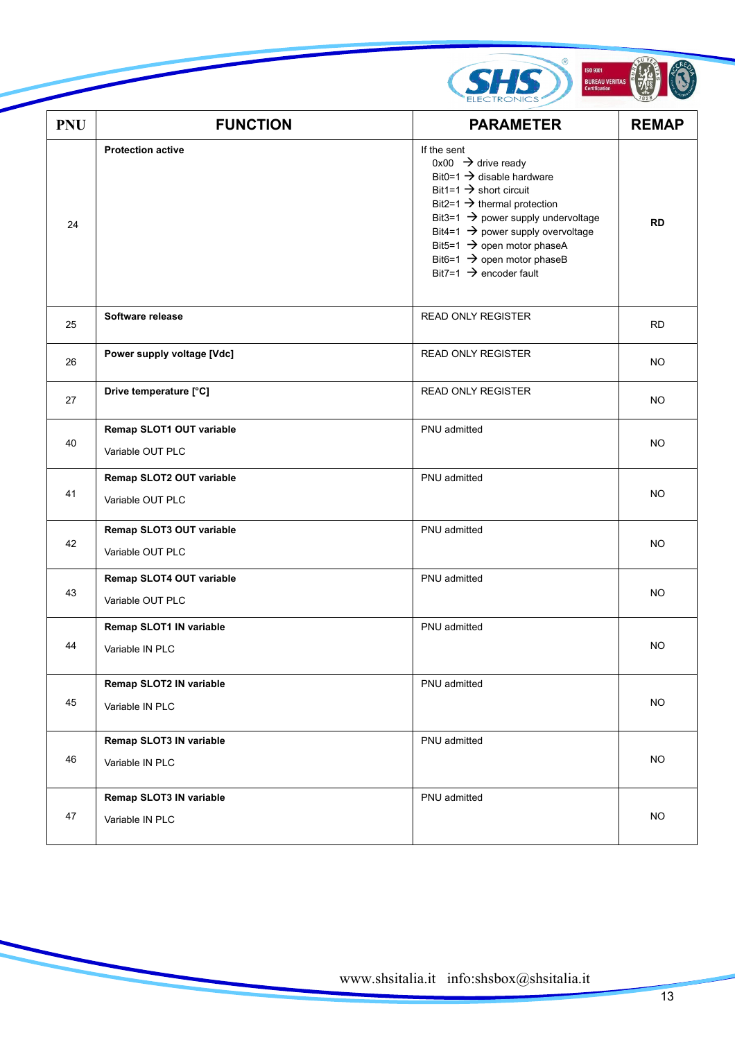| PNU | FUNCTION | PARAMETER | REMAP |
|---|---|---|---|
| 24 | **Protection active** | If the sent<br>0x00 → drive ready<br>Bit0=1 → disable hardware<br>Bit1=1 → short circuit<br>Bit2=1 → thermal protection<br>Bit3=1 → power supply undervoltage<br>Bit4=1 → power supply overvoltage<br>Bit5=1 → open motor phaseA<br>Bit6=1 → open motor phaseB<br>Bit7=1 → encoder fault | **RD** |
| 25 | **Software release** | READ ONLY REGISTER | RD |
| 26 | **Power supply voltage [Vdc]** | READ ONLY REGISTER | NO |
| 27 | **Drive temperature [°C]** | READ ONLY REGISTER | NO |
| 40 | **Remap SLOT1 OUT variable**<br>Variable OUT PLC | PNU admitted | NO |
| 41 | **Remap SLOT2 OUT variable**<br>Variable OUT PLC | PNU admitted | NO |
| 42 | **Remap SLOT3 OUT variable**<br>Variable OUT PLC | PNU admitted | NO |
| 43 | **Remap SLOT4 OUT variable**<br>Variable OUT PLC | PNU admitted | NO |
| 44 | **Remap SLOT1 IN variable**<br>Variable IN PLC | PNU admitted | NO |
| 45 | **Remap SLOT2 IN variable**<br>Variable IN PLC | PNU admitted | NO |
| 46 | **Remap SLOT3 IN variable**<br>Variable IN PLC | PNU admitted | NO |
| 47 | **Remap SLOT3 IN variable**<br>Variable IN PLC | PNU admitted | NO |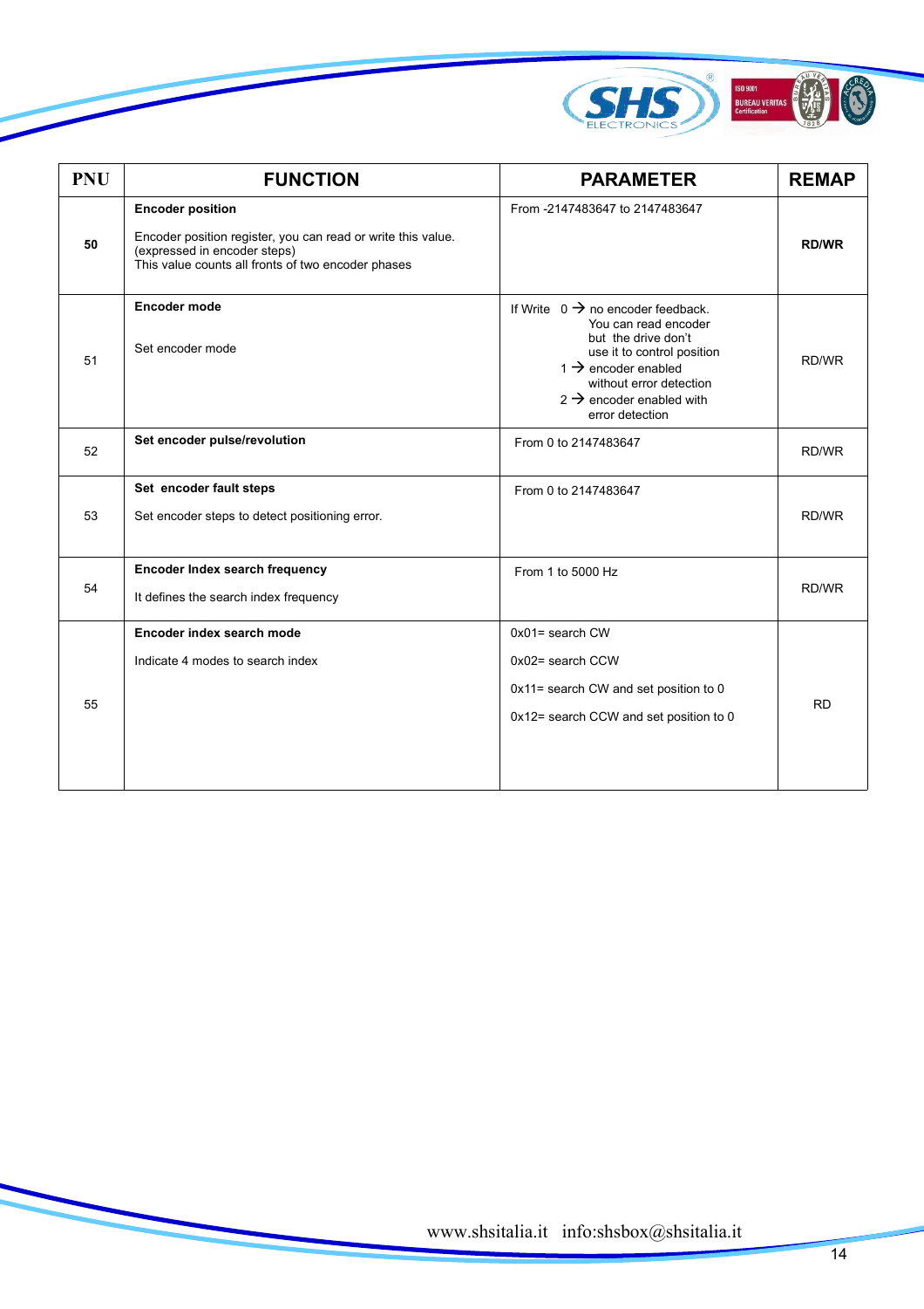| PNU | FUNCTION | PARAMETER | REMAP |
|---|---|---|---|
| **50** | **Encoder position**<br><br>Encoder position register, you can read or write this value. (expressed in encoder steps)<br>This value counts all fronts of two encoder phases | From -2147483647 to 2147483647 | **RD/WR** |
| 51 | **Encoder mode**<br><br>Set encoder mode | If Write 0 → no encoder feedback. You can read encoder but the drive don't use it to control position<br>1 → encoder enabled without error detection<br>2 → encoder enabled with error detection | RD/WR |
| 52 | **Set encoder pulse/revolution** | From 0 to 2147483647 | RD/WR |
| 53 | **Set encoder fault steps**<br><br>Set encoder steps to detect positioning error. | From 0 to 2147483647 | RD/WR |
| 54 | **Encoder Index search frequency**<br><br>It defines the search index frequency | From 1 to 5000 Hz | RD/WR |
| 55 | **Encoder index search mode**<br><br>Indicate 4 modes to search index | 0x01= search CW<br><br>0x02= search CCW<br><br>0x11= search CW and set position to 0<br><br>0x12= search CCW and set position to 0 | RD |

www.shsitalia.it info:shsbox@shsitalia.it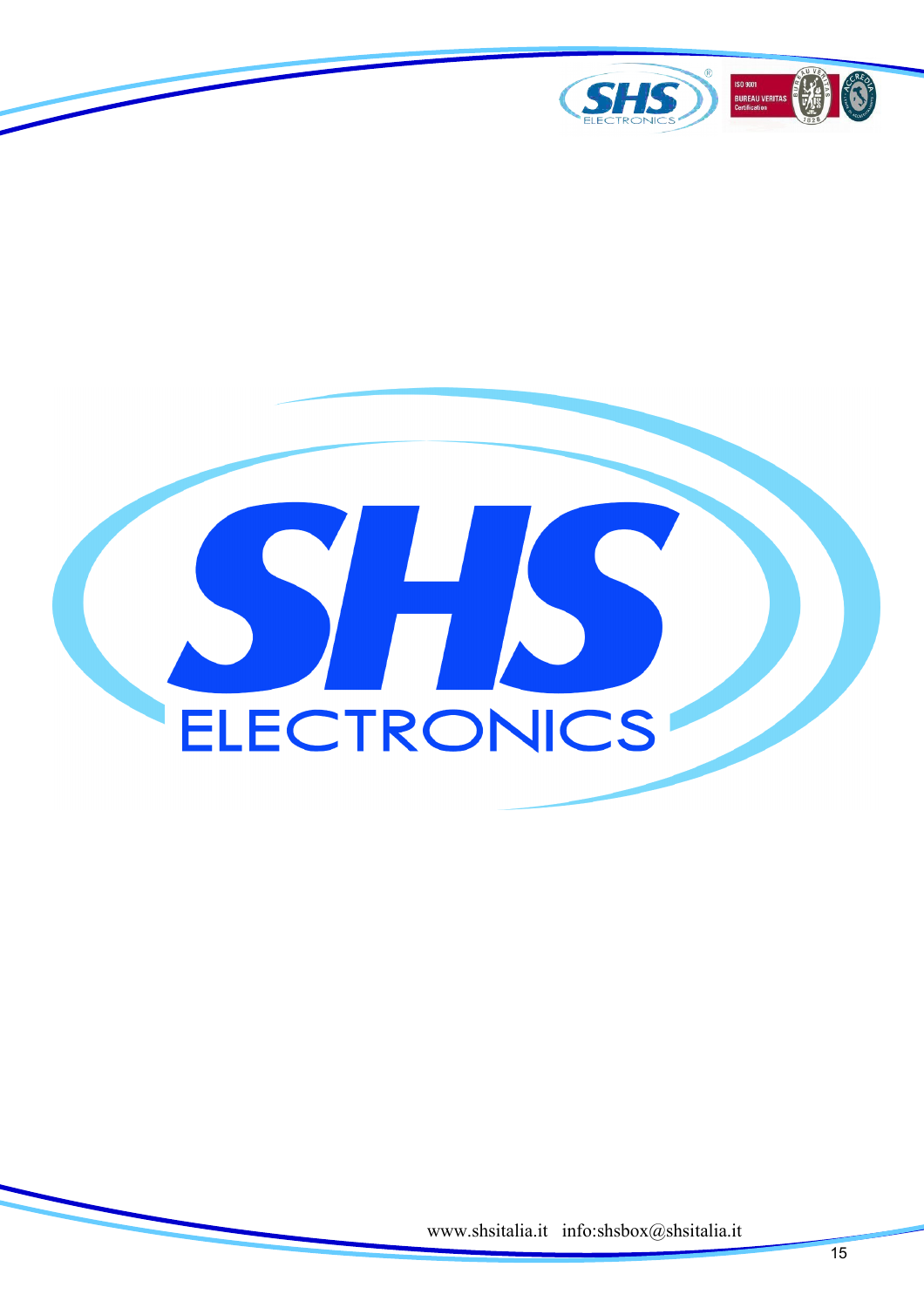SHS

ELECTRONICS

www.shsitalia.it info:shsbox@shsitalia.it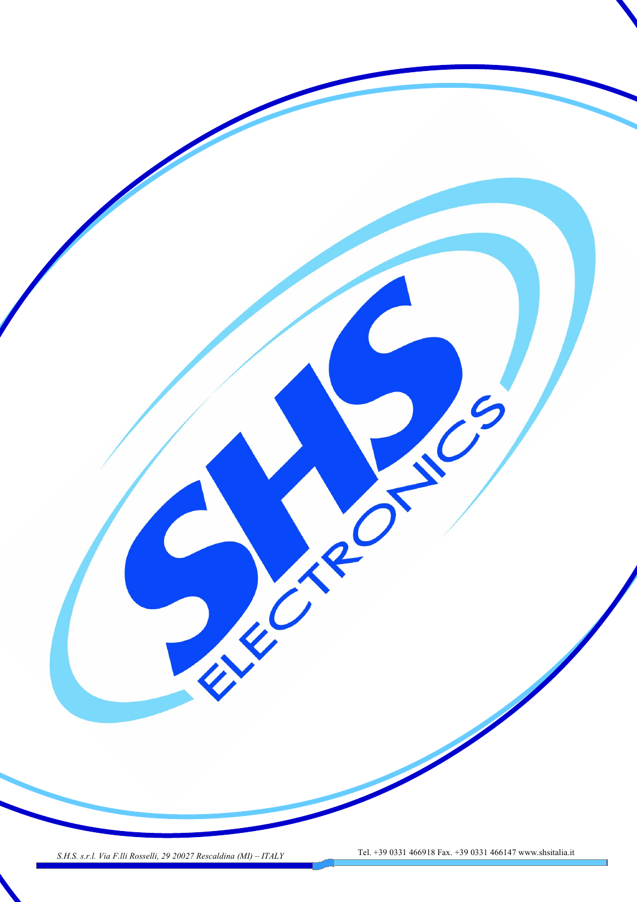SHS

ELECTRONICS

*S.H.S. s.r.l. Via F.lli Rosselli, 29 20027 Rescaldina (MI) – ITALY*

Tel. +39 0331 466918 Fax. +39 0331 466147 www.shsitalia.it